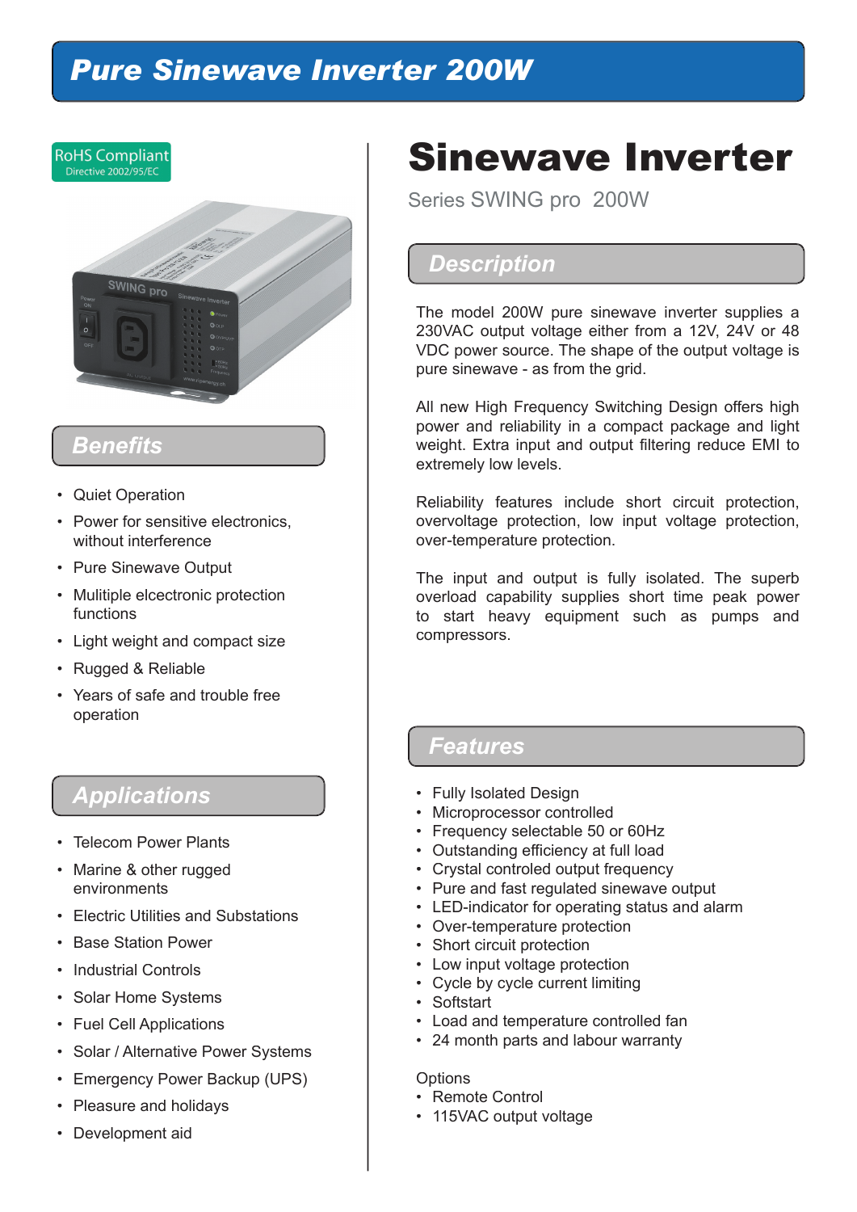# Pure Sinewave Inverter 200W

RoHS Compliant
Directive 2002/95/EC

# Sinewave Inverter

Series SWING pro 200W

## Description

The model 200W pure sinewave inverter supplies a 230VAC output voltage either from a 12V, 24V or 48 VDC power source. The shape of the output voltage is pure sinewave - as from the grid.

All new High Frequency Switching Design offers high power and reliability in a compact package and light weight. Extra input and output filtering reduce EMI to extremely low levels.

Reliability features include short circuit protection, overvoltage protection, low input voltage protection, over-temperature protection.

The input and output is fully isolated. The superb overload capability supplies short time peak power to start heavy equipment such as pumps and compressors.

## Benefits

- Quiet Operation
- Power for sensitive electronics, without interference
- Pure Sinewave Output
- Mulitiple elcectronic protection functions
- Light weight and compact size
- Rugged & Reliable
- Years of safe and trouble free operation

## Applications

- Telecom Power Plants
- Marine & other rugged environments
- Electric Utilities and Substations
- Base Station Power
- Industrial Controls
- Solar Home Systems
- Fuel Cell Applications
- Solar / Alternative Power Systems
- Emergency Power Backup (UPS)
- Pleasure and holidays
- Development aid

## Features

- Fully Isolated Design
- Microprocessor controlled
- Frequency selectable 50 or 60Hz
- Outstanding efficiency at full load
- Crystal controled output frequency
- Pure and fast regulated sinewave output
- LED-indicator for operating status and alarm
- Over-temperature protection
- Short circuit protection
- Low input voltage protection
- Cycle by cycle current limiting
- Softstart
- Load and temperature controlled fan
- 24 month parts and labour warranty

Options

- Remote Control
- 115VAC output voltage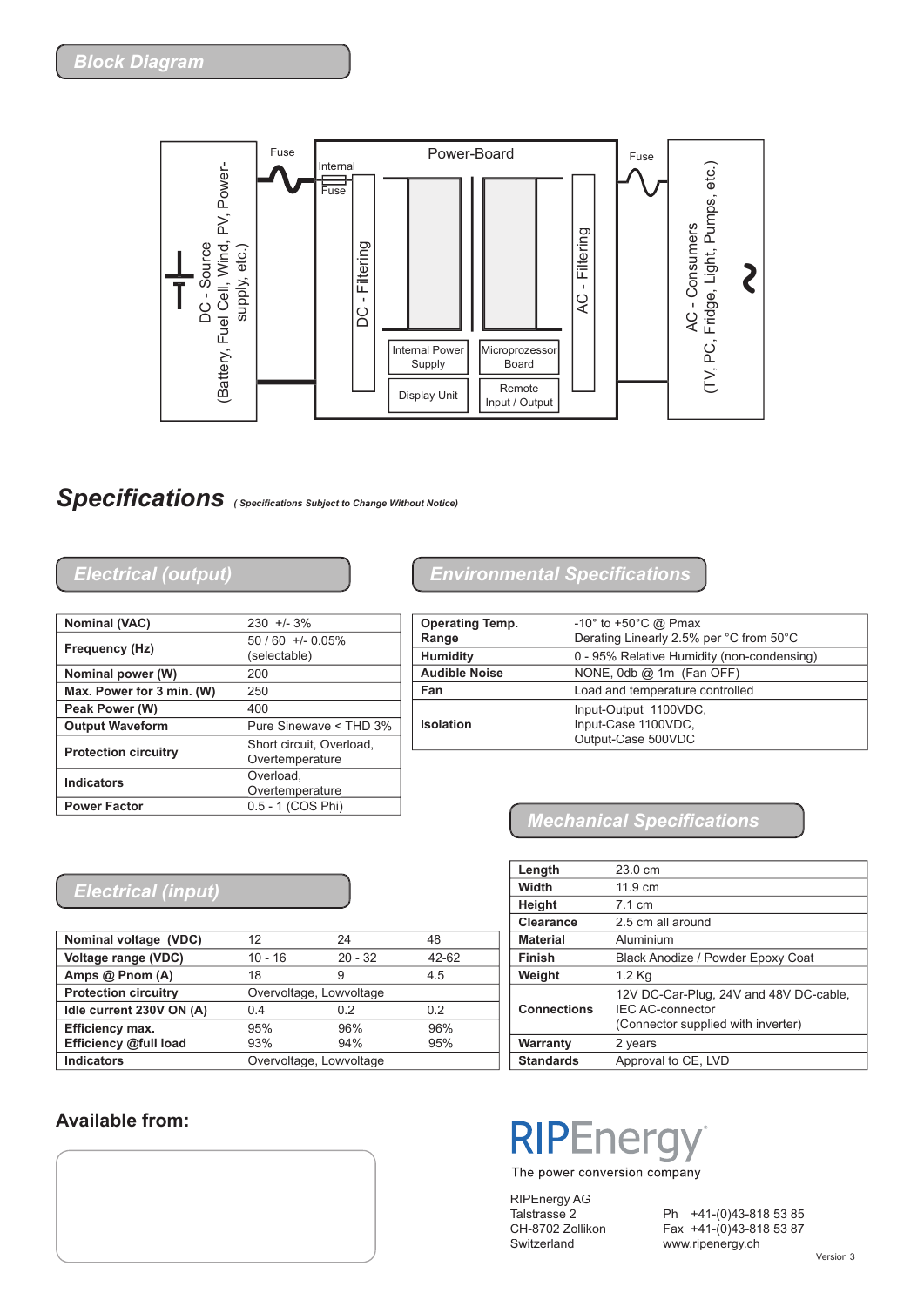## Block Diagram

DC - Source
(Battery, Fuel Cell, Wind, PV, Power-supply, etc.)

Fuse

Power-Board

Internal Fuse

DC - Filtering

Internal Power Supply

Microprozessor Board

Display Unit

Remote Input / Output

AC - Filtering

Fuse

AC - Consumers
(TV, PC, Fridge, Light, Pumps, etc.)

# Specifications *( Specifications Subject to Change Without Notice)*

## Electrical (output)

| | |
|---|---|
| **Nominal (VAC)** | 230 +/- 3% |
| **Frequency (Hz)** | 50 / 60 +/- 0.05% (selectable) |
| **Nominal power (W)** | 200 |
| **Max. Power for 3 min. (W)** | 250 |
| **Peak Power (W)** | 400 |
| **Output Waveform** | Pure Sinewave < THD 3% |
| **Protection circuitry** | Short circuit, Overload, Overtemperature |
| **Indicators** | Overload, Overtemperature |
| **Power Factor** | 0.5 - 1 (COS Phi) |

## Electrical (input)

| | | | |
|---|---|---|---|
| **Nominal voltage (VDC)** | 12 | 24 | 48 |
| **Voltage range (VDC)** | 10 - 16 | 20 - 32 | 42-62 |
| **Amps @ Pnom (A)** | 18 | 9 | 4.5 |
| **Protection circuitry** | Overvoltage, Lowvoltage | | |
| **Idle current 230V ON (A)** | 0.4 | 0.2 | 0.2 |
| **Efficiency max.** | 95% | 96% | 96% |
| **Efficiency @full load** | 93% | 94% | 95% |
| **Indicators** | Overvoltage, Lowvoltage | | |

## Environmental Specifications

| | |
|---|---|
| **Operating Temp. Range** | -10° to +50°C @ Pmax<br>Derating Linearly 2.5% per °C from 50°C |
| **Humidity** | 0 - 95% Relative Humidity (non-condensing) |
| **Audible Noise** | NONE, 0db @ 1m (Fan OFF) |
| **Fan** | Load and temperature controlled |
| **Isolation** | Input-Output 1100VDC,<br>Input-Case 1100VDC,<br>Output-Case 500VDC |

## Mechanical Specifications

| | |
|---|---|
| **Length** | 23.0 cm |
| **Width** | 11.9 cm |
| **Height** | 7.1 cm |
| **Clearance** | 2.5 cm all around |
| **Material** | Aluminium |
| **Finish** | Black Anodize / Powder Epoxy Coat |
| **Weight** | 1.2 Kg |
| **Connections** | 12V DC-Car-Plug, 24V and 48V DC-cable,<br>IEC AC-connector<br>(Connector supplied with inverter) |
| **Warranty** | 2 years |
| **Standards** | Approval to CE, LVD |

### Available from:

RIPEnergy
The power conversion company

RIPEnergy AG
Talstrasse 2
CH-8702 Zollikon
Switzerland

Ph +41-(0)43-818 53 85
Fax +41-(0)43-818 53 87
www.ripenergy.ch

Version 3